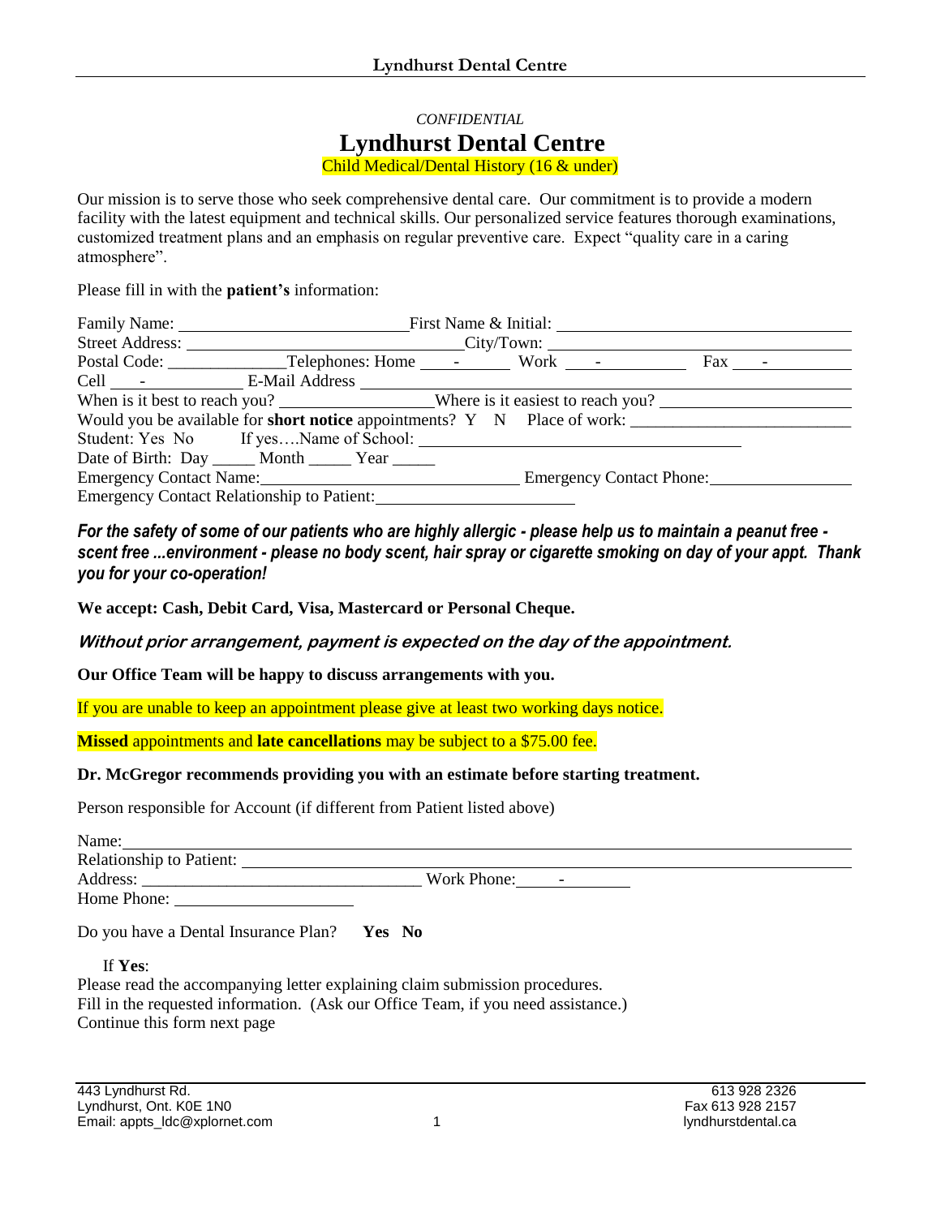*CONFIDENTIAL*

# Lyndhurst Dental Centre

Child Medical/Dental History (16 & under)

Our mission is to serve those who seek comprehensive dental care. Our commitment is to provide a modern facility with the latest equipment and technical skills. Our personalized service features thorough examinations, customized treatment plans and an emphasis on regular preventive care. Expect "quality care in a caring atmosphere".

Please fill in with the **patient's** information:

Family Name: ____________________________ First Name & Initial: ____________________________

Street Address: ____________________________ City/Town: ____________________________

Postal Code: ______________ Telephones: Home ____-______ Work ____-________ Fax ____-________

Cell ___-__________ E-Mail Address ____________________________

When is it best to reach you? __________________ Where is it easiest to reach you? ____________________

Would you be available for **short notice** appointments? Y N Place of work: ______________________

Student: Yes No If yes….Name of School: ____________________________

Date of Birth: Day _____ Month _____ Year _____

Emergency Contact Name: ____________________________ Emergency Contact Phone: ________________

Emergency Contact Relationship to Patient: ______________________

***For the safety of some of our patients who are highly allergic - please help us to maintain a peanut free - scent free ...environment - please no body scent, hair spray or cigarette smoking on day of your appt. Thank you for your co-operation!***

**We accept: Cash, Debit Card, Visa, Mastercard or Personal Cheque.**

***Without prior arrangement, payment is expected on the day of the appointment.***

**Our Office Team will be happy to discuss arrangements with you.**

If you are unable to keep an appointment please give at least two working days notice.

**Missed** appointments and **late cancellations** may be subject to a $75.00 fee.

**Dr. McGregor recommends providing you with an estimate before starting treatment.**

Person responsible for Account (if different from Patient listed above)

Name: ____________________________

Relationship to Patient: ____________________________

Address: ____________________________ Work Phone: _____-________

Home Phone: ______________________

Do you have a Dental Insurance Plan? **Yes No**

If **Yes**:

Please read the accompanying letter explaining claim submission procedures.
Fill in the requested information. (Ask our Office Team, if you need assistance.)
Continue this form next page

443 Lyndhurst Rd.
Lyndhurst, Ont. K0E 1N0
Email: appts_ldc@xplornet.com

613 928 2326
Fax 613 928 2157
lyndhurstdental.ca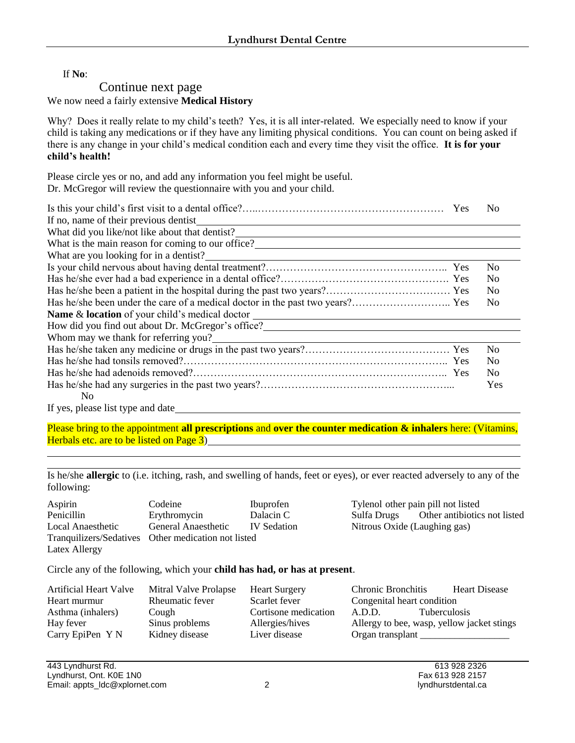If **No**:

Continue next page

We now need a fairly extensive **Medical History**

Why? Does it really relate to my child's teeth? Yes, it is all inter-related. We especially need to know if your child is taking any medications or if they have any limiting physical conditions. You can count on being asked if there is any change in your child's medical condition each and every time they visit the office. **It is for your child's health!**

Please circle yes or no, and add any information you feel might be useful.
Dr. McGregor will review the questionnaire with you and your child.

Is this your child's first visit to a dental office?……………………………………………………… Yes No

If no, name of their previous dentist ______________________________

What did you like/not like about that dentist? ______________________________

What is the main reason for coming to our office? ______________________________

What are you looking for in a dentist? ______________________________

Is your child nervous about having dental treatment?…………………………………………….. Yes No

Has he/she ever had a bad experience in a dental office?…………………………………………. Yes No

Has he/she been a patient in the hospital during the past two years?……………………………… Yes No

Has he/she been under the care of a medical doctor in the past two years?……………………….. Yes No

**Name** & **location** of your child's medical doctor ______________________________

How did you find out about Dr. McGregor's office? ______________________________

Whom may we thank for referring you? ______________________________

Has he/she taken any medicine or drugs in the past two years?…………………………………… Yes No

Has he/she had tonsils removed?…………………………………………………………………….. Yes No

Has he/she had adenoids removed?………………………………………………………………….. Yes No

Has he/she had any surgeries in the past two years?……………………………………………….... Yes No

If yes, please list type and date ______________________________

Please bring to the appointment **all prescriptions** and **over the counter medication & inhalers** here: (Vitamins, Herbals etc. are to be listed on Page 3) ______________________________

______________________________

Is he/she **allergic** to (i.e. itching, rash, and swelling of hands, feet or eyes), or ever reacted adversely to any of the following:

| | | | | |
|---|---|---|---|---|
| Aspirin | Codeine | Ibuprofen | Tylenol other pain pill not listed | |
| Penicillin | Erythromycin | Dalacin C | Sulfa Drugs | Other antibiotics not listed |
| Local Anaesthetic | General Anaesthetic | IV Sedation | Nitrous Oxide (Laughing gas) | |
| Tranquilizers/Sedatives | Other medication not listed | | | |
| Latex Allergy | | | | |

Circle any of the following, which your **child has had, or has at present**.

| | | | | |
|---|---|---|---|---|
| Artificial Heart Valve | Mitral Valve Prolapse | Heart Surgery | Chronic Bronchitis | Heart Disease |
| Heart murmur | Rheumatic fever | Scarlet fever | Congenital heart condition | |
| Asthma (inhalers) | Cough | Cortisone medication | A.D.D. | Tuberculosis |
| Hay fever | Sinus problems | Allergies/hives | Allergy to bee, wasp, yellow jacket stings | |
| Carry EpiPen Y N | Kidney disease | Liver disease | Organ transplant _________________ | |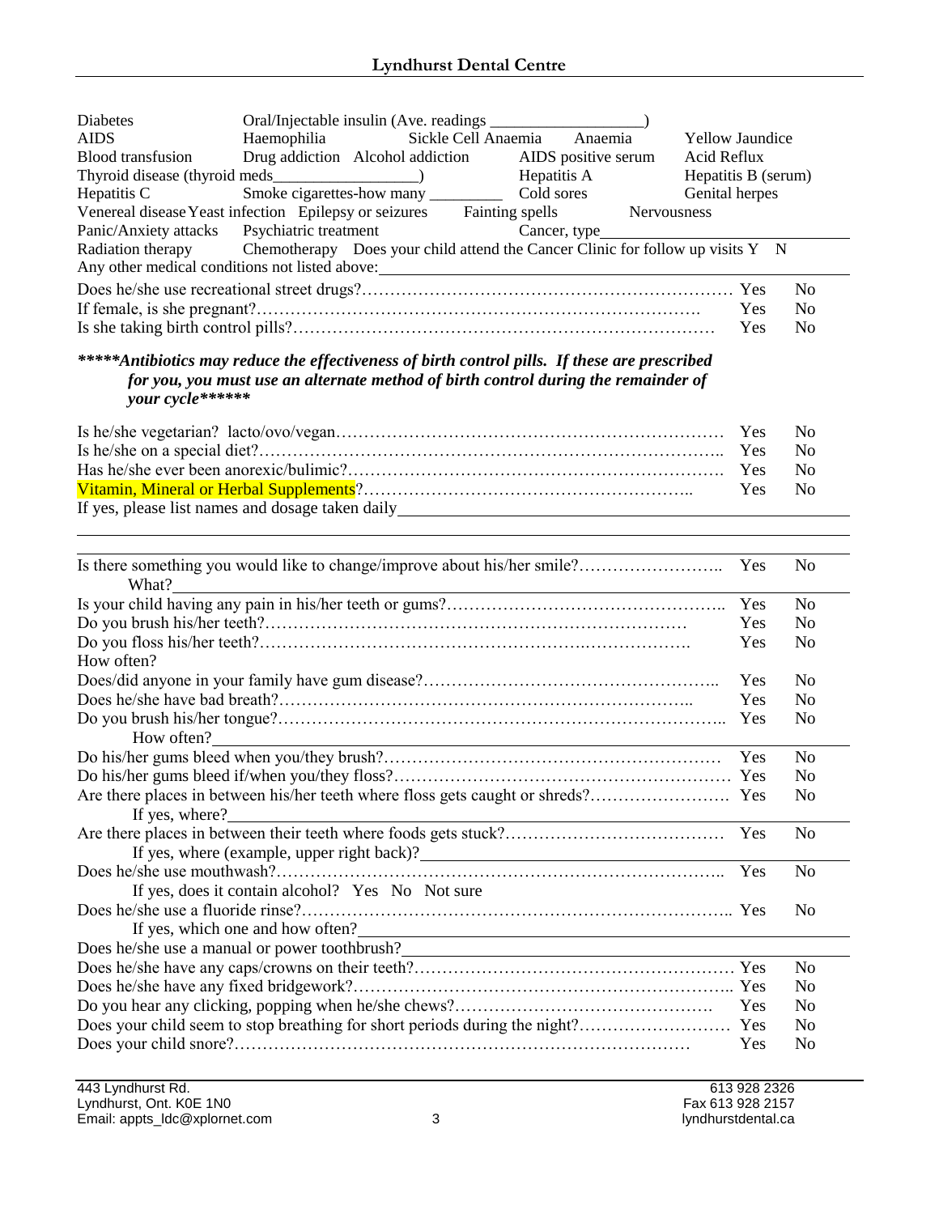| | | | |
|---|---|---|---|
| Diabetes | Oral/Injectable insulin (Ave. readings __________________) | | |
| AIDS | Haemophilia | Sickle Cell Anaemia Anaemia | Yellow Jaundice |
| Blood transfusion | Drug addiction Alcohol addiction | AIDS positive serum | Acid Reflux |
| Thyroid disease (thyroid meds_________________) | | Hepatitis A | Hepatitis B (serum) |
| Hepatitis C | Smoke cigarettes-how many _________ | Cold sores | Genital herpes |
| Venereal disease Yeast infection | Epilepsy or seizures | Fainting spells | Nervousness |
| Panic/Anxiety attacks | Psychiatric treatment | Cancer, type__________________ | |
| Radiation therapy | Chemotherapy Does your child attend the Cancer Clinic for follow up visits Y N | | |

Any other medical conditions not listed above:______________________________________________

Does he/she use recreational street drugs?…………………………………………………… Yes No

If female, is she pregnant?……………………………………………………………… Yes No

Is she taking birth control pills?………………………………………………………… Yes No

***\*\*\*\*\*Antibiotics may reduce the effectiveness of birth control pills. If these are prescribed for you, you must use an alternate method of birth control during the remainder of your cycle\*\*\*\*\*\****

Is he/she vegetarian? lacto/ovo/vegan………………………………………………………… Yes No

Is he/she on a special diet?…………………………………………………………………… Yes No

Has he/she ever been anorexic/bulimic?………………………………………………………… Yes No

Vitamin, Mineral or Herbal Supplements?……………………………………………… Yes No

If yes, please list names and dosage taken daily______________________________________________

______________________________________________________________________________

Is there something you would like to change/improve about his/her smile?…………………… Yes No

What?______________________________________________________________________

Is your child having any pain in his/her teeth or gums?………………………………………… Yes No

Do you brush his/her teeth?…………………………………………………………………… Yes No

Do you floss his/her teeth?……………………………………………………………………… Yes No

How often?

Does/did anyone in your family have gum disease?……………………………………………… Yes No

Does he/she have bad breath?…………………………………………………………………… Yes No

Do you brush his/her tongue?…………………………………………………………………… Yes No

How often?__________________________________________________________________

Do his/her gums bleed when you/they brush?…………………………………………………… Yes No

Do his/her gums bleed if/when you/they floss?………………………………………………… Yes No

Are there places in between his/her teeth where floss gets caught or shreds?…………………… Yes No

If yes, where?______________________________________________________________

Are there places in between their teeth where foods gets stuck?………………………………… Yes No

If yes, where (example, upper right back)?______________________________________

Does he/she use mouthwash?…………………………………………………………………… Yes No

If yes, does it contain alcohol? Yes No Not sure

Does he/she use a fluoride rinse?………………………………………………………………… Yes No

If yes, which one and how often?______________________________________________

Does he/she use a manual or power toothbrush?____________________________________________

Does he/she have any caps/crowns on their teeth?……………………………………………… Yes No

Does he/she have any fixed bridgework?………………………………………………………… Yes No

Do you hear any clicking, popping when he/she chews?………………………………………… Yes No

Does your child seem to stop breathing for short periods during the night?……………………… Yes No

Does your child snore?…………………………………………………………………………… Yes No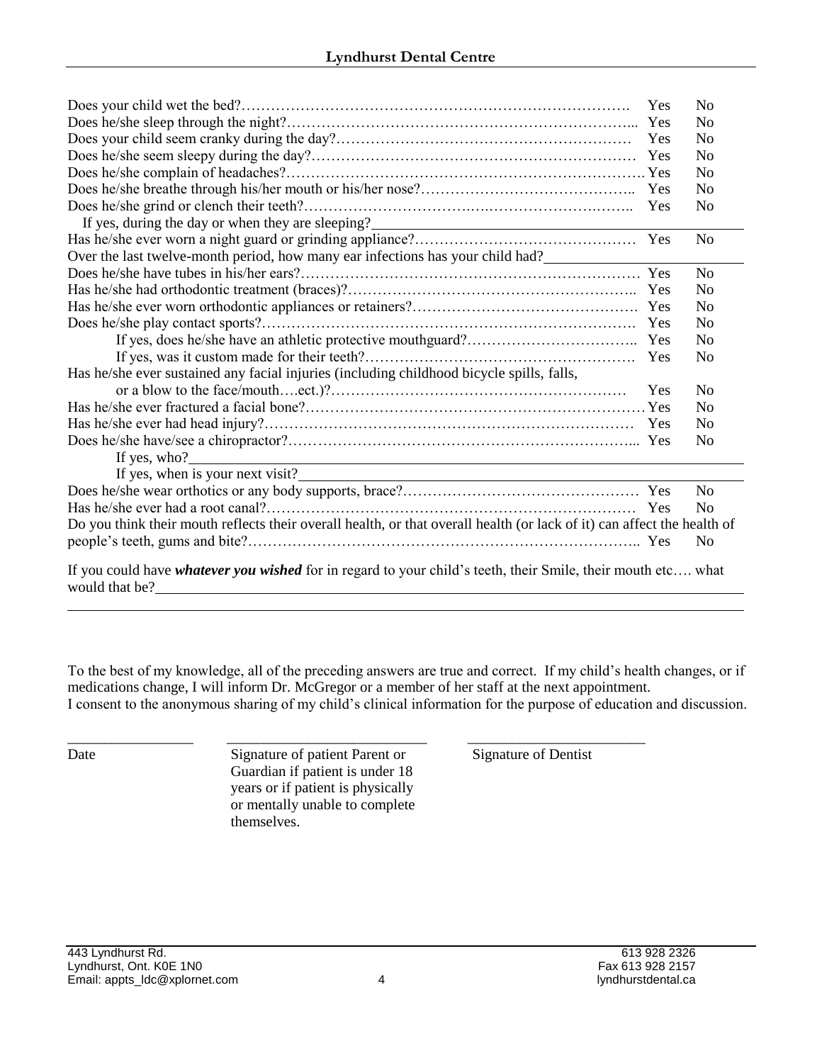| | | |
|---|---|---|
| Does your child wet the bed?……………………………………………………………………. | Yes | No |
| Does he/she sleep through the night?………………………………………………………………... | Yes | No |
| Does your child seem cranky during the day?…………………………………………………… | Yes | No |
| Does he/she seem sleepy during the day?………………………………………………………… | Yes | No |
| Does he/she complain of headaches?………………………………………………………………. | Yes | No |
| Does he/she breathe through his/her mouth or his/her nose?…………………………………….. | Yes | No |
| Does he/she grind or clench their teeth?………………………………………………………….. | Yes | No |
| If yes, during the day or when they are sleeping?\_\_\_\_\_\_\_\_\_\_\_\_\_\_\_\_\_\_\_\_ | | |
| Has he/she ever worn a night guard or grinding appliance?……………………………………… | Yes | No |
| Over the last twelve-month period, how many ear infections has your child had?\_\_\_\_\_\_\_\_\_\_\_\_ | | |
| Does he/she have tubes in his/her ears?…………………………………………………………… | Yes | No |
| Has he/she had orthodontic treatment (braces)?………………………………………………….. | Yes | No |
| Has he/she ever worn orthodontic appliances or retainers?………………………………………. | Yes | No |
| Does he/she play contact sports?…………………………………………………………………. | Yes | No |
| If yes, does he/she have an athletic protective mouthguard?…………………………….. | Yes | No |
| If yes, was it custom made for their teeth?………………………………………………. | Yes | No |
| Has he/she ever sustained any facial injuries (including childhood bicycle spills, falls, or a blow to the face/mouth….ect.)?…………………………………………………… | Yes | No |
| Has he/she ever fractured a facial bone?…………………………………………………………… | Yes | No |
| Has he/she ever had head injury?………………………………………………………………… | Yes | No |
| Does he/she have/see a chiropractor?…………………………………………………………... | Yes | No |
| If yes, who?\_\_\_\_\_\_\_\_\_\_\_\_\_\_\_\_\_\_\_\_\_\_\_\_\_\_\_\_\_\_\_\_ | | |
| If yes, when is your next visit?\_\_\_\_\_\_\_\_\_\_\_\_\_\_\_\_\_\_\_\_\_\_\_\_\_\_ | | |
| Does he/she wear orthotics or any body supports, brace?………………………………………… | Yes | No |
| Has he/she ever had a root canal?………………………………………………………………… | Yes | No |
| Do you think their mouth reflects their overall health, or that overall health (or lack of it) can affect the health of people's teeth, gums and bite?…………………………………………………………………….. | Yes | No |

If you could have ***whatever you wished*** for in regard to your child's teeth, their Smile, their mouth etc…. what would that be?\_\_\_\_\_\_\_\_\_\_\_\_\_\_\_\_\_\_\_\_\_\_\_\_\_\_\_\_\_\_\_\_\_\_\_\_\_\_\_\_\_\_\_\_\_\_\_\_\_\_\_\_

\_\_\_\_\_\_\_\_\_\_\_\_\_\_\_\_\_\_\_\_\_\_\_\_\_\_\_\_\_\_\_\_\_\_\_\_\_\_\_\_\_\_\_\_\_\_\_\_\_\_\_\_\_\_\_\_\_\_\_\_\_\_\_\_

To the best of my knowledge, all of the preceding answers are true and correct. If my child's health changes, or if medications change, I will inform Dr. McGregor or a member of her staff at the next appointment.
I consent to the anonymous sharing of my child's clinical information for the purpose of education and discussion.

| | | |
|---|---|---|
| \_\_\_\_\_\_\_\_\_\_\_\_\_\_\_\_\_ | \_\_\_\_\_\_\_\_\_\_\_\_\_\_\_\_\_\_\_\_\_\_\_\_\_\_\_ | \_\_\_\_\_\_\_\_\_\_\_\_\_\_\_\_\_\_\_\_\_\_\_\_ |
| Date | Signature of patient Parent or Guardian if patient is under 18 years or if patient is physically or mentally unable to complete themselves. | Signature of Dentist |

443 Lyndhurst Rd.
Lyndhurst, Ont. K0E 1N0
Email: appts_ldc@xplornet.com

613 928 2326
Fax 613 928 2157
lyndhurstdental.ca